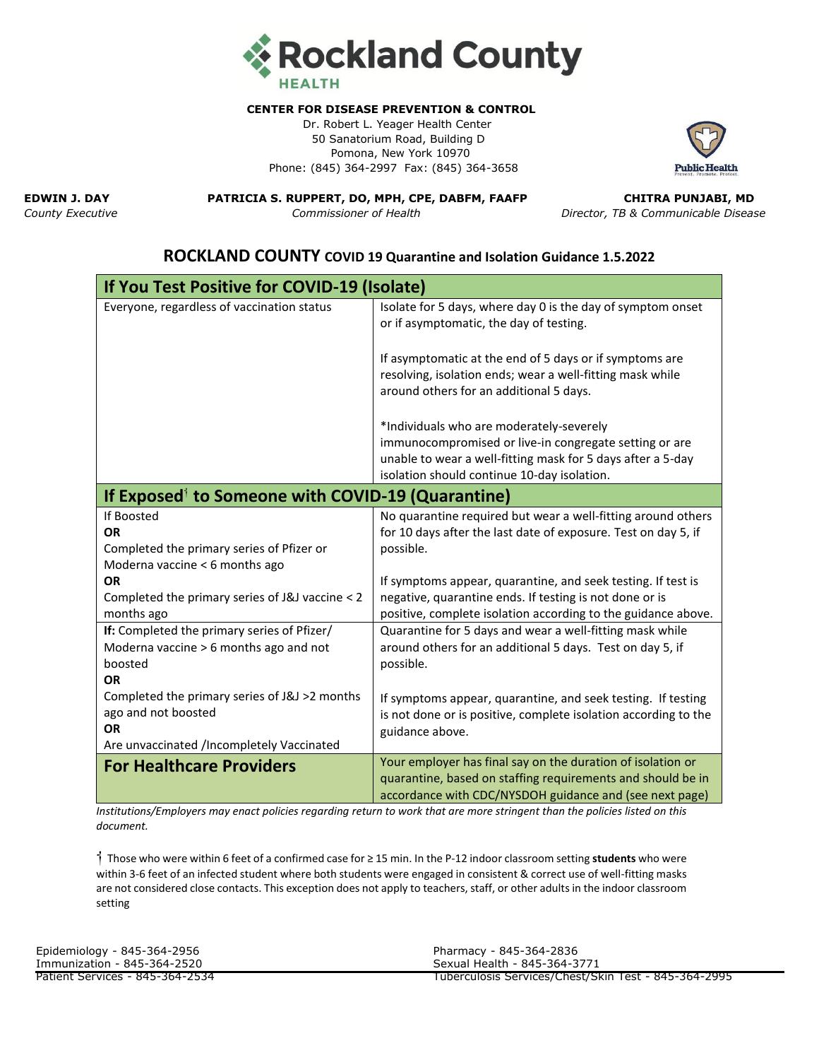# Rockland County HEALTH

**CENTER FOR DISEASE PREVENTION & CONTROL**

Dr. Robert L. Yeager Health Center
50 Sanatorium Road, Building D
Pomona, New York 10970
Phone: (845) 364-2997 Fax: (845) 364-3658

**EDWIN J. DAY**
*County Executive*

**PATRICIA S. RUPPERT, DO, MPH, CPE, DABFM, FAAFP**
*Commissioner of Health*

**CHITRA PUNJABI, MD**
*Director, TB & Communicable Disease*

## ROCKLAND COUNTY COVID 19 Quarantine and Isolation Guidance 1.5.2022

| **If You Test Positive for COVID-19 (Isolate)** | |
|---|---|
| Everyone, regardless of vaccination status | Isolate for 5 days, where day 0 is the day of symptom onset or if asymptomatic, the day of testing.<br><br>If asymptomatic at the end of 5 days or if symptoms are resolving, isolation ends; wear a well-fitting mask while around others for an additional 5 days.<br><br>*Individuals who are moderately-severely immunocompromised or live-in congregate setting or are unable to wear a well-fitting mask for 5 days after a 5-day isolation should continue 10-day isolation. |
| **If Exposed[†] to Someone with COVID-19 (Quarantine)** | |
| If Boosted<br>**OR**<br>Completed the primary series of Pfizer or Moderna vaccine < 6 months ago<br>**OR**<br>Completed the primary series of J&J vaccine < 2 months ago | No quarantine required but wear a well-fitting around others for 10 days after the last date of exposure. Test on day 5, if possible.<br><br>If symptoms appear, quarantine, and seek testing. If test is negative, quarantine ends. If testing is not done or is positive, complete isolation according to the guidance above. |
| **If:** Completed the primary series of Pfizer/ Moderna vaccine > 6 months ago and not boosted<br>**OR**<br>Completed the primary series of J&J >2 months ago and not boosted<br>**OR**<br>Are unvaccinated /Incompletely Vaccinated | Quarantine for 5 days and wear a well-fitting mask while around others for an additional 5 days. Test on day 5, if possible.<br><br>If symptoms appear, quarantine, and seek testing. If testing is not done or is positive, complete isolation according to the guidance above. |
| **For Healthcare Providers** | Your employer has final say on the duration of isolation or quarantine, based on staffing requirements and should be in accordance with CDC/NYSDOH guidance and (see next page) |

*Institutions/Employers may enact policies regarding return to work that are more stringent than the policies listed on this document.*

[†] Those who were within 6 feet of a confirmed case for ≥ 15 min. In the P-12 indoor classroom setting **students** who were within 3-6 feet of an infected student where both students were engaged in consistent & correct use of well-fitting masks are not considered close contacts. This exception does not apply to teachers, staff, or other adults in the indoor classroom setting

Epidemiology - 845-364-2956
Immunization - 845-364-2520
Patient Services - 845-364-2534
Pharmacy - 845-364-2836
Sexual Health - 845-364-3771
Tuberculosis Services/Chest/Skin Test - 845-364-2995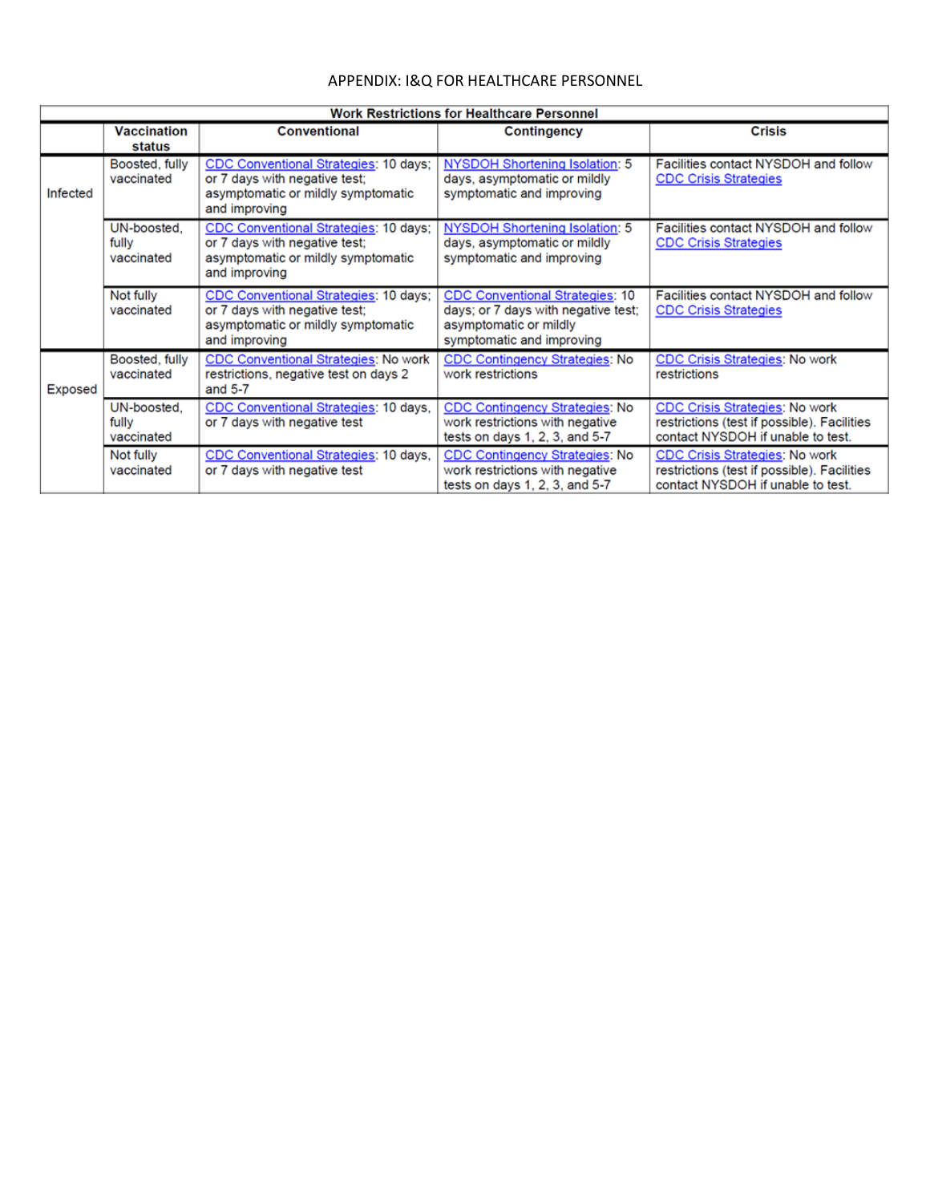APPENDIX: I&Q FOR HEALTHCARE PERSONNEL

| Work Restrictions for Healthcare Personnel | | | | |
|---|---|---|---|---|
| | **Vaccination status** | **Conventional** | **Contingency** | **Crisis** |
| Infected | Boosted, fully vaccinated | CDC Conventional Strategies: 10 days; or 7 days with negative test; asymptomatic or mildly symptomatic and improving | NYSDOH Shortening Isolation: 5 days, asymptomatic or mildly symptomatic and improving | Facilities contact NYSDOH and follow CDC Crisis Strategies |
| | UN-boosted, fully vaccinated | CDC Conventional Strategies: 10 days; or 7 days with negative test; asymptomatic or mildly symptomatic and improving | NYSDOH Shortening Isolation: 5 days, asymptomatic or mildly symptomatic and improving | Facilities contact NYSDOH and follow CDC Crisis Strategies |
| | Not fully vaccinated | CDC Conventional Strategies: 10 days; or 7 days with negative test; asymptomatic or mildly symptomatic and improving | CDC Conventional Strategies: 10 days; or 7 days with negative test; asymptomatic or mildly symptomatic and improving | Facilities contact NYSDOH and follow CDC Crisis Strategies |
| Exposed | Boosted, fully vaccinated | CDC Conventional Strategies: No work restrictions, negative test on days 2 and 5-7 | CDC Contingency Strategies: No work restrictions | CDC Crisis Strategies: No work restrictions |
| | UN-boosted, fully vaccinated | CDC Conventional Strategies: 10 days, or 7 days with negative test | CDC Contingency Strategies: No work restrictions with negative tests on days 1, 2, 3, and 5-7 | CDC Crisis Strategies: No work restrictions (test if possible). Facilities contact NYSDOH if unable to test. |
| | Not fully vaccinated | CDC Conventional Strategies: 10 days, or 7 days with negative test | CDC Contingency Strategies: No work restrictions with negative tests on days 1, 2, 3, and 5-7 | CDC Crisis Strategies: No work restrictions (test if possible). Facilities contact NYSDOH if unable to test. |